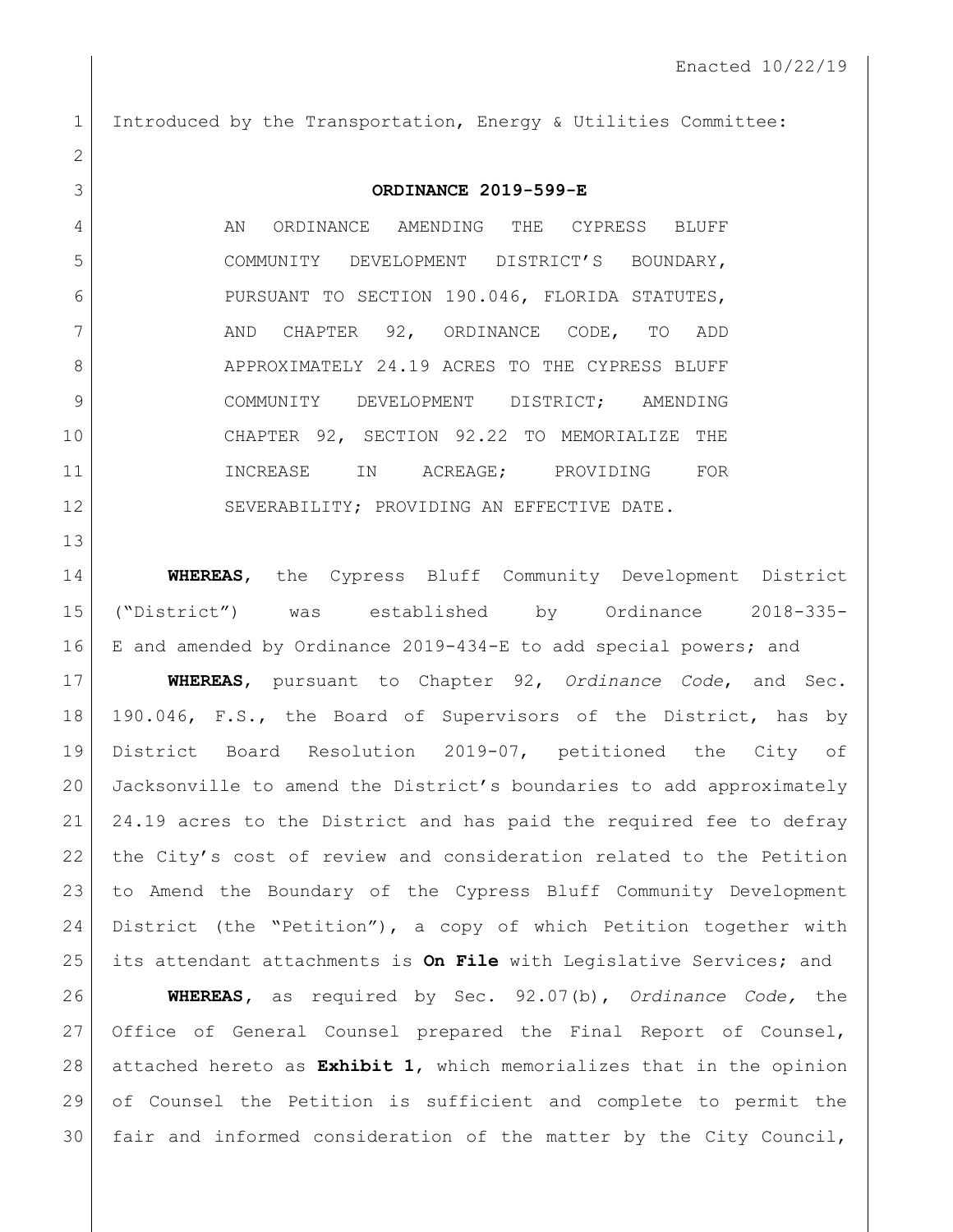Enacted 10/22/19

Introduced by the Transportation, Energy & Utilities Committee:

**ORDINANCE 2019-599-E**

AN ORDINANCE AMENDING THE CYPRESS BLUFF COMMUNITY DEVELOPMENT DISTRICT'S BOUNDARY, PURSUANT TO SECTION 190.046, FLORIDA STATUTES, AND CHAPTER 92, ORDINANCE CODE, TO ADD APPROXIMATELY 24.19 ACRES TO THE CYPRESS BLUFF COMMUNITY DEVELOPMENT DISTRICT; AMENDING CHAPTER 92, SECTION 92.22 TO MEMORIALIZE THE INCREASE IN ACREAGE; PROVIDING FOR SEVERABILITY; PROVIDING AN EFFECTIVE DATE.

**WHEREAS**, the Cypress Bluff Community Development District ("District") was established by Ordinance 2018-335-E and amended by Ordinance 2019-434-E to add special powers; and

**WHEREAS**, pursuant to Chapter 92, *Ordinance Code*, and Sec. 190.046, F.S., the Board of Supervisors of the District, has by District Board Resolution 2019-07, petitioned the City of Jacksonville to amend the District's boundaries to add approximately 24.19 acres to the District and has paid the required fee to defray the City's cost of review and consideration related to the Petition to Amend the Boundary of the Cypress Bluff Community Development District (the "Petition"), a copy of which Petition together with its attendant attachments is **On File** with Legislative Services; and

**WHEREAS**, as required by Sec. 92.07(b), *Ordinance Code,* the Office of General Counsel prepared the Final Report of Counsel, attached hereto as **Exhibit 1**, which memorializes that in the opinion of Counsel the Petition is sufficient and complete to permit the fair and informed consideration of the matter by the City Council,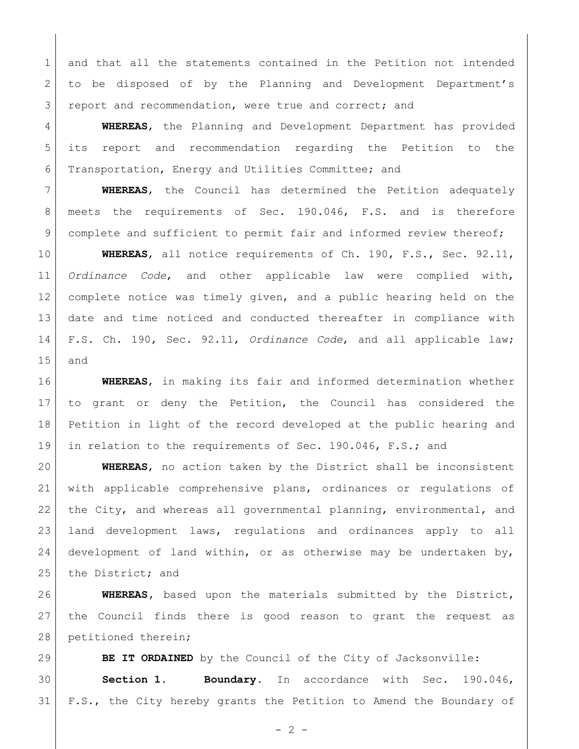and that all the statements contained in the Petition not intended to be disposed of by the Planning and Development Department's report and recommendation, were true and correct; and

**WHEREAS**, the Planning and Development Department has provided its report and recommendation regarding the Petition to the Transportation, Energy and Utilities Committee; and

**WHEREAS**, the Council has determined the Petition adequately meets the requirements of Sec. 190.046, F.S. and is therefore complete and sufficient to permit fair and informed review thereof;

**WHEREAS**, all notice requirements of Ch. 190, F.S., Sec. 92.11, *Ordinance Code*, and other applicable law were complied with, complete notice was timely given, and a public hearing held on the date and time noticed and conducted thereafter in compliance with F.S. Ch. 190, Sec. 92.11, *Ordinance Code*, and all applicable law; and

**WHEREAS**, in making its fair and informed determination whether to grant or deny the Petition, the Council has considered the Petition in light of the record developed at the public hearing and in relation to the requirements of Sec. 190.046, F.S.; and

**WHEREAS**, no action taken by the District shall be inconsistent with applicable comprehensive plans, ordinances or regulations of the City, and whereas all governmental planning, environmental, and land development laws, regulations and ordinances apply to all development of land within, or as otherwise may be undertaken by, the District; and

**WHEREAS**, based upon the materials submitted by the District, the Council finds there is good reason to grant the request as petitioned therein;

**BE IT ORDAINED** by the Council of the City of Jacksonville:

**Section 1. Boundary.** In accordance with Sec. 190.046, F.S., the City hereby grants the Petition to Amend the Boundary of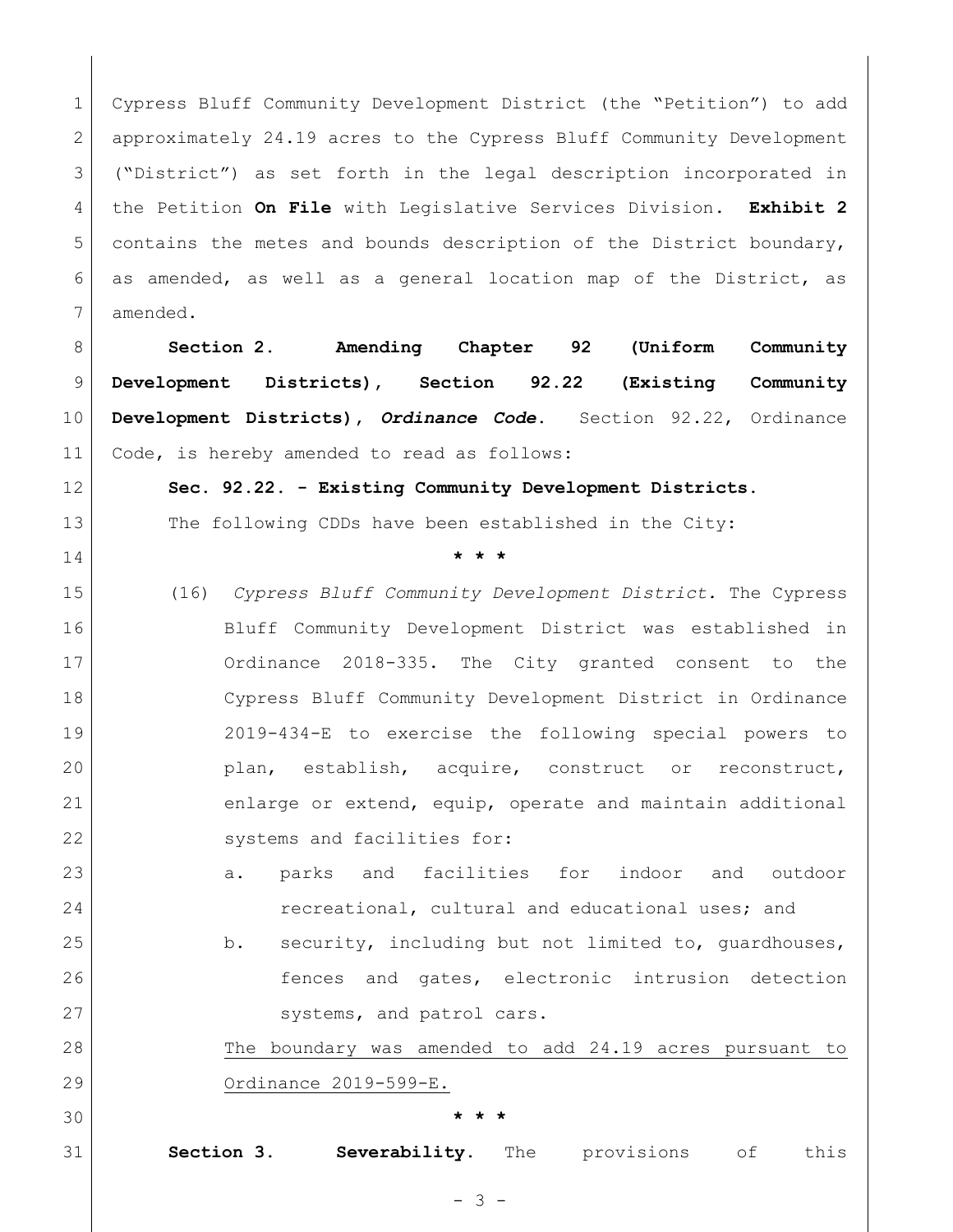Cypress Bluff Community Development District (the "Petition") to add approximately 24.19 acres to the Cypress Bluff Community Development ("District") as set forth in the legal description incorporated in the Petition **On File** with Legislative Services Division. **Exhibit 2** contains the metes and bounds description of the District boundary, as amended, as well as a general location map of the District, as amended.

**Section 2. Amending Chapter 92 (Uniform Community Development Districts), Section 92.22 (Existing Community Development Districts), *Ordinance Code*.** Section 92.22, Ordinance Code, is hereby amended to read as follows:

**Sec. 92.22. - Existing Community Development Districts.**

The following CDDs have been established in the City:

**\* \* \***

(16) *Cypress Bluff Community Development District.* The Cypress Bluff Community Development District was established in Ordinance 2018-335. The City granted consent to the Cypress Bluff Community Development District in Ordinance 2019-434-E to exercise the following special powers to plan, establish, acquire, construct or reconstruct, enlarge or extend, equip, operate and maintain additional systems and facilities for:

a. parks and facilities for indoor and outdoor recreational, cultural and educational uses; and

b. security, including but not limited to, guardhouses, fences and gates, electronic intrusion detection systems, and patrol cars.

<u>The boundary was amended to add 24.19 acres pursuant to Ordinance 2019-599-E.</u>

**\* \* \***

**Section 3. Severability.** The provisions of this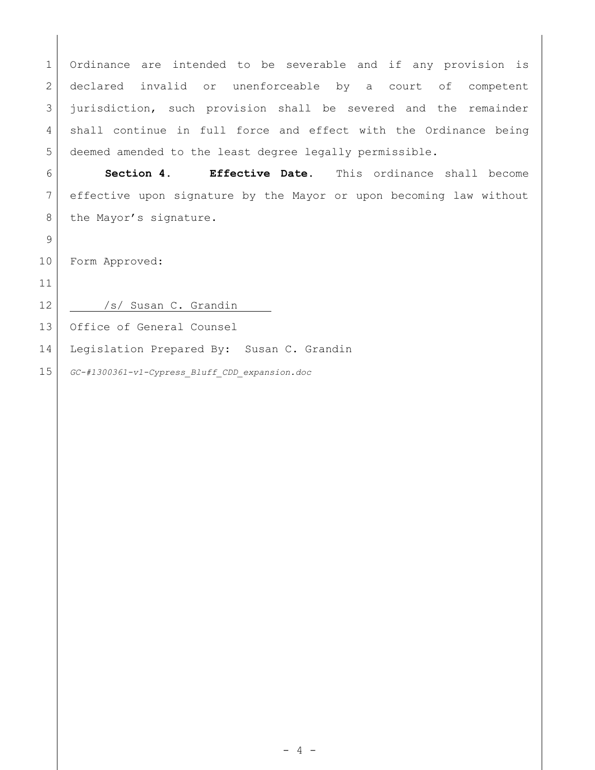Ordinance are intended to be severable and if any provision is declared invalid or unenforceable by a court of competent jurisdiction, such provision shall be severed and the remainder shall continue in full force and effect with the Ordinance being deemed amended to the least degree legally permissible.

**Section 4. Effective Date.** This ordinance shall become effective upon signature by the Mayor or upon becoming law without the Mayor's signature.

Form Approved:

/s/ Susan C. Grandin

Office of General Counsel

Legislation Prepared By: Susan C. Grandin

*GC-#1300361-v1-Cypress_Bluff_CDD_expansion.doc*